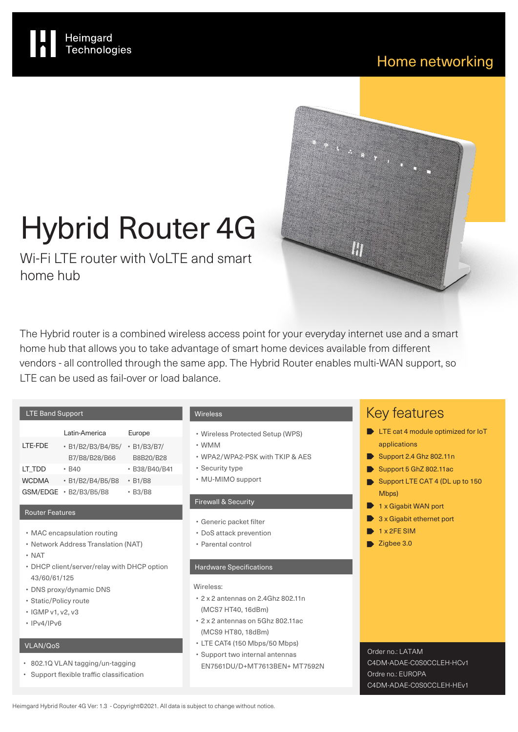Heimgard Technologies

Home networking

# Hybrid Router 4G

## Wi-Fi LTE router with VoLTE and smart home hub

The Hybrid router is a combined wireless access point for your everyday internet use and a smart home hub that allows you to take advantage of smart home devices available from different vendors - all controlled through the same app. The Hybrid Router enables multi-WAN support, so LTE can be used as fail-over or load balance.

### LTE Band Support

| | Latin-America | Europe |
|---|---|---|
| LTE-FDE | B1/B2/B3/B4/B5/B7/B8/B28/B66 | B1/B3/B7/B8B20/B28 |
| LT_TDD | B40 | B38/B40/B41 |
| WCDMA | B1/B2/B4/B5/B8 | B1/B8 |
| GSM/EDGE | B2/B3/B5/B8 | B3/B8 |

### Router Features

- MAC encapsulation routing
- Network Address Translation (NAT)
- NAT
- DHCP client/server/relay with DHCP option 43/60/61/125
- DNS proxy/dynamic DNS
- Static/Policy route
- IGMP v1, v2, v3
- IPv4/IPv6

### VLAN/QoS

- 802.1Q VLAN tagging/un-tagging
- Support flexible traffic classification

### Wireless

- Wireless Protected Setup (WPS)
- WMM
- WPA2/WPA2-PSK with TKIP & AES
- Security type
- MU-MIMO support

### Firewall & Security

- Generic packet filter
- DoS attack prevention
- Parental control

### Hardware Specifications

Wireless:

- 2 x 2 antennas on 2.4Ghz 802.11n (MCS7 HT40, 16dBm)
- 2 x 2 antennas on 5Ghz 802.11ac (MCS9 HT80, 18dBm)
- LTE CAT4 (150 Mbps/50 Mbps)
- Support two internal antennas EN7561DU/D+MT7613BEN+ MT7592N

## Key features

- LTE cat 4 module optimized for IoT applications
- Support 2.4 Ghz 802.11n
- Support 5 GhZ 802.11ac
- Support LTE CAT 4 (DL up to 150 Mbps)
- 1 x Gigabit WAN port
- 3 x Gigabit ethernet port
- 1 x 2FE SIM
- Zigbee 3.0

Order no.: LATAM
C4DM-ADAE-C0S0CCLEH-HCv1
Ordre no.: EUROPA
C4DM-ADAE-C0S0CCLEH-HEv1

Heimgard Hybrid Router 4G Ver: 1.3 - Copyright©2021. All data is subject to change without notice.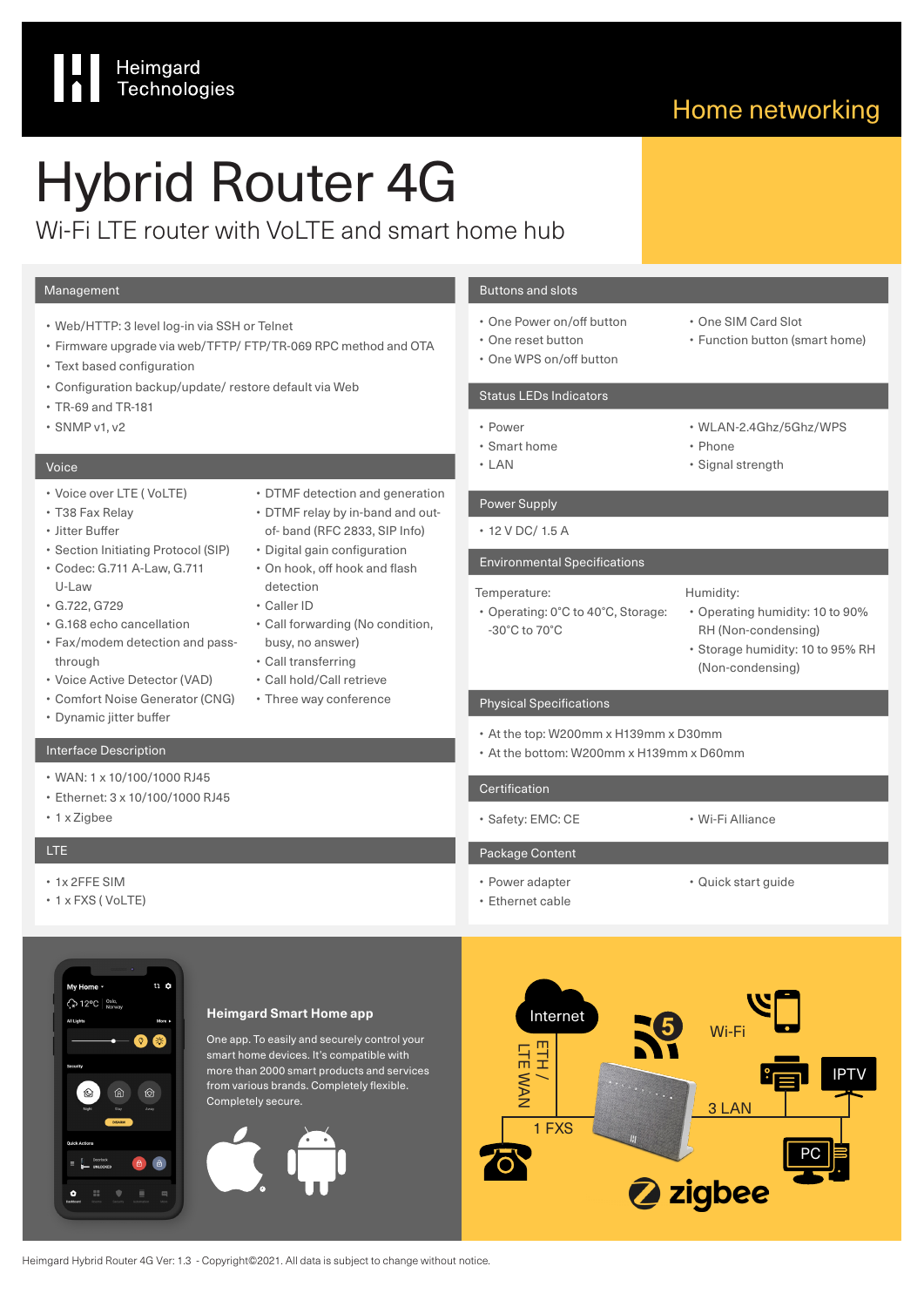Heimgard Technologies

Home networking

# Hybrid Router 4G

Wi-Fi LTE router with VoLTE and smart home hub

## Management

- Web/HTTP: 3 level log-in via SSH or Telnet
- Firmware upgrade via web/TFTP/ FTP/TR-069 RPC method and OTA
- Text based configuration
- Configuration backup/update/ restore default via Web
- TR-69 and TR-181
- SNMP v1, v2

## Voice

- Voice over LTE ( VoLTE)
- T38 Fax Relay
- Jitter Buffer
- Section Initiating Protocol (SIP)
- Codec: G.711 A-Law, G.711 U-Law
- G.722, G729
- G.168 echo cancellation
- Fax/modem detection and pass-through
- Voice Active Detector (VAD)
- Comfort Noise Generator (CNG)
- Dynamic jitter buffer
- DTMF detection and generation
- DTMF relay by in-band and out-of- band (RFC 2833, SIP Info)
- Digital gain configuration
- On hook, off hook and flash detection
- Caller ID
- Call forwarding (No condition, busy, no answer)
- Call transferring
- Call hold/Call retrieve
- Three way conference

## Interface Description

- WAN: 1 x 10/100/1000 RJ45
- Ethernet: 3 x 10/100/1000 RJ45
- 1 x Zigbee

## LTE

- 1x 2FFE SIM
- 1 x FXS ( VoLTE)

## Buttons and slots

- One Power on/off button
- One reset button
- One WPS on/off button
- One SIM Card Slot
- Function button (smart home)

## Status LEDs Indicators

- Power
- Smart home
- LAN
- WLAN-2.4Ghz/5Ghz/WPS
- Phone
- Signal strength

## Power Supply

- 12 V DC/ 1.5 A

## Environmental Specifications

Temperature:

- Operating: 0°C to 40°C, Storage: -30°C to 70°C

Humidity:

- Operating humidity: 10 to 90% RH (Non-condensing)
- Storage humidity: 10 to 95% RH (Non-condensing)

## Physical Specifications

- At the top: W200mm x H139mm x D30mm
- At the bottom: W200mm x H139mm x D60mm

## Certification

- Safety: EMC: CE
- Wi-Fi Alliance

## Package Content

- Power adapter
- Ethernet cable
- Quick start guide

### Heimgard Smart Home app

One app. To easily and securely control your smart home devices. It's compatible with more than 2000 smart products and services from various brands. Completely flexible. Completely secure.

Internet

ETH / LTE WAN

1 FXS

Wi-Fi

3 LAN

IPTV

PC

zigbee

Heimgard Hybrid Router 4G Ver: 1.3 - Copyright©2021. All data is subject to change without notice.